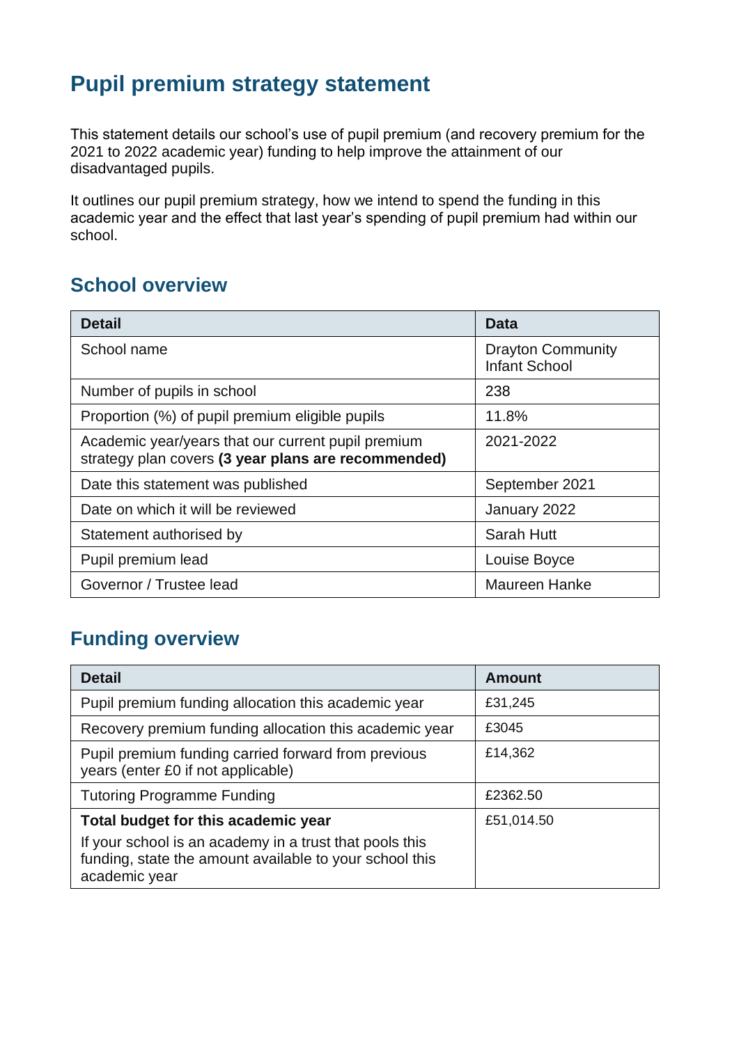# Pupil premium strategy statement

This statement details our school's use of pupil premium (and recovery premium for the 2021 to 2022 academic year) funding to help improve the attainment of our disadvantaged pupils.

It outlines our pupil premium strategy, how we intend to spend the funding in this academic year and the effect that last year's spending of pupil premium had within our school.

## School overview

| Detail | Data |
| --- | --- |
| School name | Drayton Community Infant School |
| Number of pupils in school | 238 |
| Proportion (%) of pupil premium eligible pupils | 11.8% |
| Academic year/years that our current pupil premium strategy plan covers **(3 year plans are recommended)** | 2021-2022 |
| Date this statement was published | September 2021 |
| Date on which it will be reviewed | January 2022 |
| Statement authorised by | Sarah Hutt |
| Pupil premium lead | Louise Boyce |
| Governor / Trustee lead | Maureen Hanke |

## Funding overview

| Detail | Amount |
| --- | --- |
| Pupil premium funding allocation this academic year | £31,245 |
| Recovery premium funding allocation this academic year | £3045 |
| Pupil premium funding carried forward from previous years (enter £0 if not applicable) | £14,362 |
| Tutoring Programme Funding | £2362.50 |
| **Total budget for this academic year**<br>If your school is an academy in a trust that pools this funding, state the amount available to your school this academic year | £51,014.50 |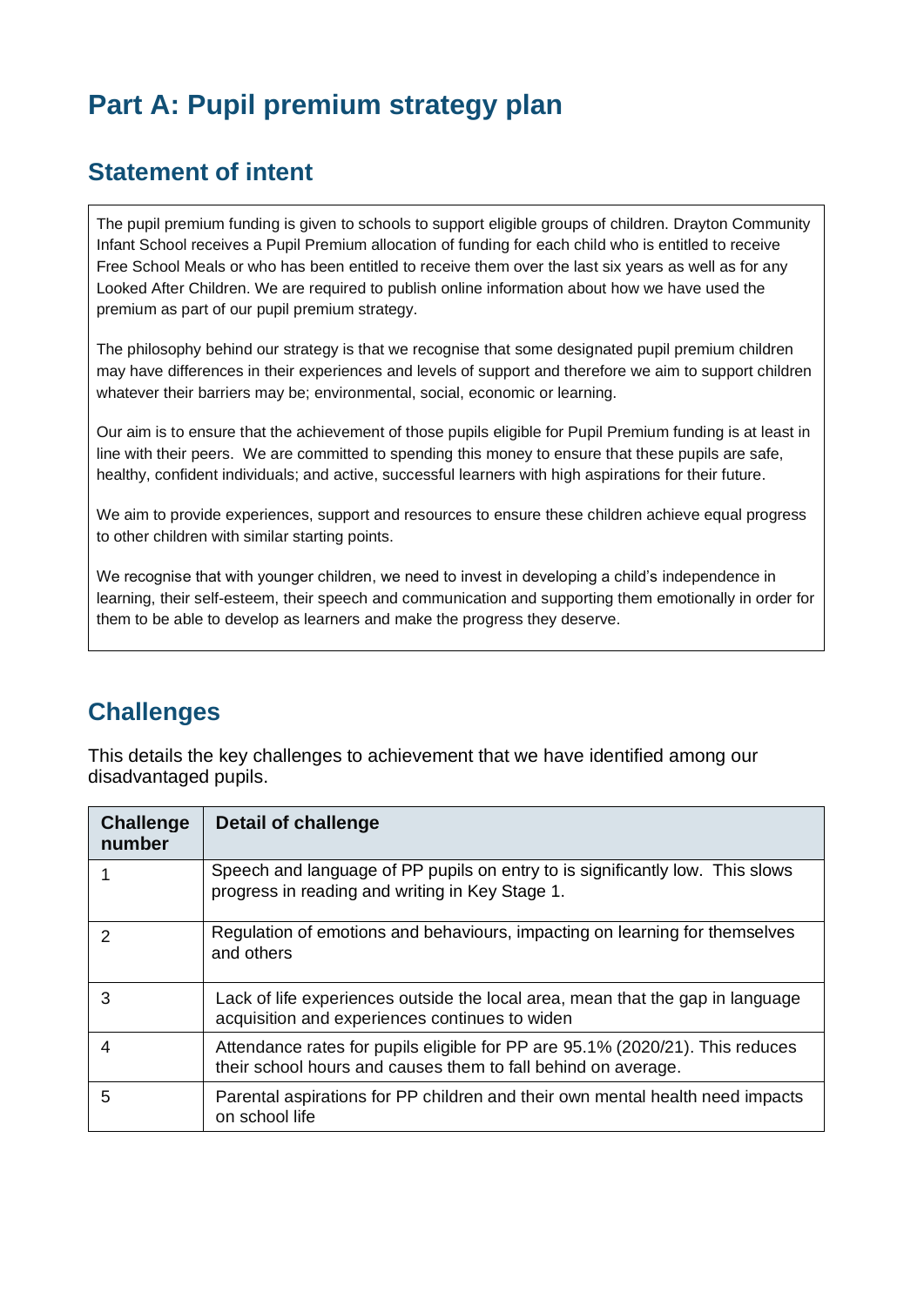# Part A: Pupil premium strategy plan

## Statement of intent

The pupil premium funding is given to schools to support eligible groups of children. Drayton Community Infant School receives a Pupil Premium allocation of funding for each child who is entitled to receive Free School Meals or who has been entitled to receive them over the last six years as well as for any Looked After Children. We are required to publish online information about how we have used the premium as part of our pupil premium strategy.

The philosophy behind our strategy is that we recognise that some designated pupil premium children may have differences in their experiences and levels of support and therefore we aim to support children whatever their barriers may be; environmental, social, economic or learning.

Our aim is to ensure that the achievement of those pupils eligible for Pupil Premium funding is at least in line with their peers. We are committed to spending this money to ensure that these pupils are safe, healthy, confident individuals; and active, successful learners with high aspirations for their future.

We aim to provide experiences, support and resources to ensure these children achieve equal progress to other children with similar starting points.

We recognise that with younger children, we need to invest in developing a child's independence in learning, their self-esteem, their speech and communication and supporting them emotionally in order for them to be able to develop as learners and make the progress they deserve.

## Challenges

This details the key challenges to achievement that we have identified among our disadvantaged pupils.

| Challenge number | Detail of challenge |
|---|---|
| 1 | Speech and language of PP pupils on entry to is significantly low. This slows progress in reading and writing in Key Stage 1. |
| 2 | Regulation of emotions and behaviours, impacting on learning for themselves and others |
| 3 | Lack of life experiences outside the local area, mean that the gap in language acquisition and experiences continues to widen |
| 4 | Attendance rates for pupils eligible for PP are 95.1% (2020/21). This reduces their school hours and causes them to fall behind on average. |
| 5 | Parental aspirations for PP children and their own mental health need impacts on school life |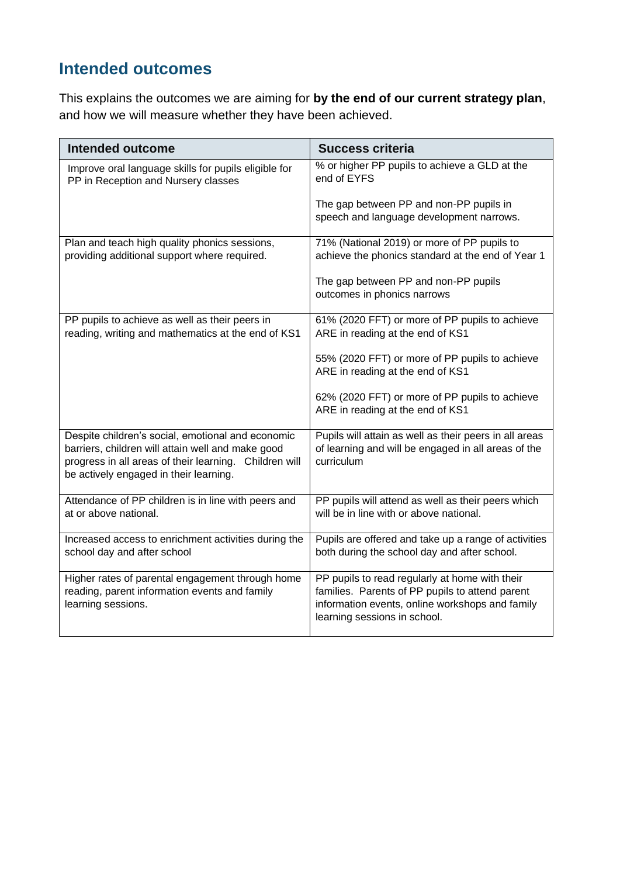## Intended outcomes

This explains the outcomes we are aiming for **by the end of our current strategy plan**, and how we will measure whether they have been achieved.

| Intended outcome | Success criteria |
|---|---|
| Improve oral language skills for pupils eligible for PP in Reception and Nursery classes | % or higher PP pupils to achieve a GLD at the end of EYFS<br><br>The gap between PP and non-PP pupils in speech and language development narrows. |
| Plan and teach high quality phonics sessions, providing additional support where required. | 71% (National 2019) or more of PP pupils to achieve the phonics standard at the end of Year 1<br><br>The gap between PP and non-PP pupils outcomes in phonics narrows |
| PP pupils to achieve as well as their peers in reading, writing and mathematics at the end of KS1 | 61% (2020 FFT) or more of PP pupils to achieve ARE in reading at the end of KS1<br><br>55% (2020 FFT) or more of PP pupils to achieve ARE in reading at the end of KS1<br><br>62% (2020 FFT) or more of PP pupils to achieve ARE in reading at the end of KS1 |
| Despite children's social, emotional and economic barriers, children will attain well and make good progress in all areas of their learning. Children will be actively engaged in their learning. | Pupils will attain as well as their peers in all areas of learning and will be engaged in all areas of the curriculum |
| Attendance of PP children is in line with peers and at or above national. | PP pupils will attend as well as their peers which will be in line with or above national. |
| Increased access to enrichment activities during the school day and after school | Pupils are offered and take up a range of activities both during the school day and after school. |
| Higher rates of parental engagement through home reading, parent information events and family learning sessions. | PP pupils to read regularly at home with their families. Parents of PP pupils to attend parent information events, online workshops and family learning sessions in school. |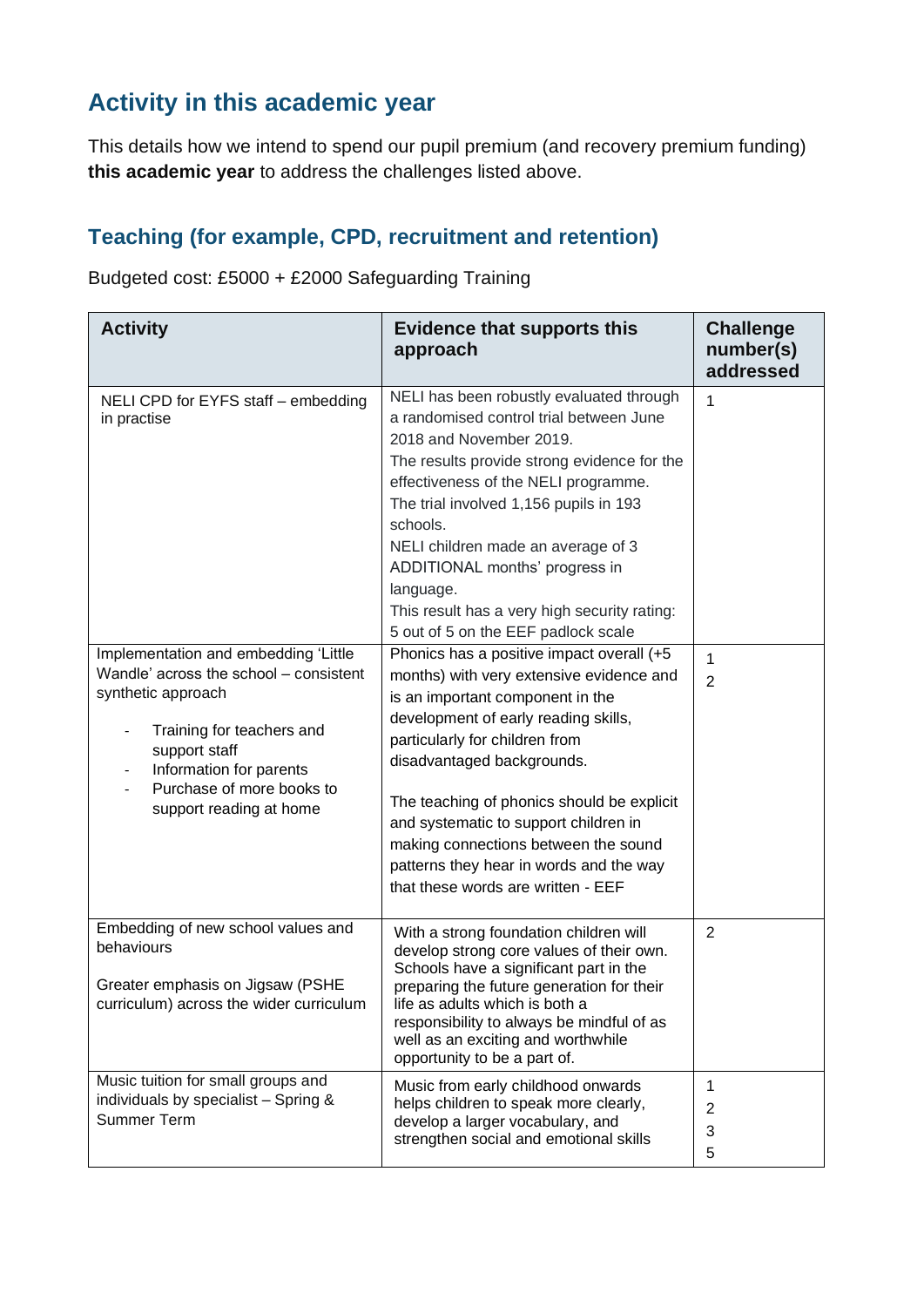## Activity in this academic year

This details how we intend to spend our pupil premium (and recovery premium funding) **this academic year** to address the challenges listed above.

### Teaching (for example, CPD, recruitment and retention)

Budgeted cost: £5000 + £2000 Safeguarding Training

| Activity | Evidence that supports this approach | Challenge number(s) addressed |
|---|---|---|
| NELI CPD for EYFS staff – embedding in practise | NELI has been robustly evaluated through a randomised control trial between June 2018 and November 2019.<br>The results provide strong evidence for the effectiveness of the NELI programme.<br>The trial involved 1,156 pupils in 193 schools.<br>NELI children made an average of 3 ADDITIONAL months' progress in language.<br>This result has a very high security rating: 5 out of 5 on the EEF padlock scale | 1 |
| Implementation and embedding 'Little Wandle' across the school – consistent synthetic approach<br>- Training for teachers and support staff<br>- Information for parents<br>- Purchase of more books to support reading at home | Phonics has a positive impact overall (+5 months) with very extensive evidence and is an important component in the development of early reading skills, particularly for children from disadvantaged backgrounds.<br><br>The teaching of phonics should be explicit and systematic to support children in making connections between the sound patterns they hear in words and the way that these words are written - EEF | 1<br>2 |
| Embedding of new school values and behaviours<br><br>Greater emphasis on Jigsaw (PSHE curriculum) across the wider curriculum | With a strong foundation children will develop strong core values of their own. Schools have a significant part in the preparing the future generation for their life as adults which is both a responsibility to always be mindful of as well as an exciting and worthwhile opportunity to be a part of. | 2 |
| Music tuition for small groups and individuals by specialist – Spring & Summer Term | Music from early childhood onwards helps children to speak more clearly, develop a larger vocabulary, and strengthen social and emotional skills | 1<br>2<br>3<br>5 |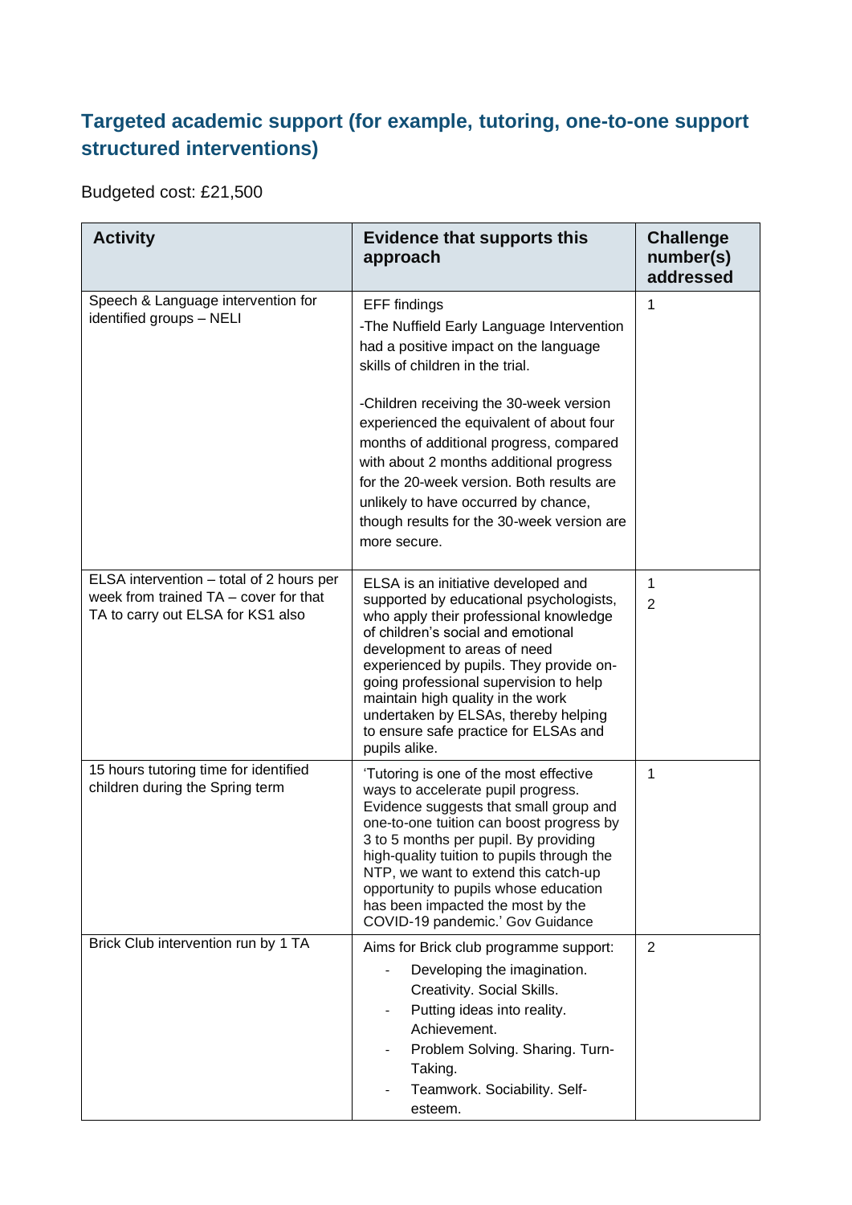## Targeted academic support (for example, tutoring, one-to-one support structured interventions)

Budgeted cost: £21,500

| Activity | Evidence that supports this approach | Challenge number(s) addressed |
|---|---|---|
| Speech & Language intervention for identified groups – NELI | EFF findings<br>-The Nuffield Early Language Intervention had a positive impact on the language skills of children in the trial.<br><br>-Children receiving the 30-week version experienced the equivalent of about four months of additional progress, compared with about 2 months additional progress for the 20-week version. Both results are unlikely to have occurred by chance, though results for the 30-week version are more secure. | 1 |
| ELSA intervention – total of 2 hours per week from trained TA – cover for that TA to carry out ELSA for KS1 also | ELSA is an initiative developed and supported by educational psychologists, who apply their professional knowledge of children's social and emotional development to areas of need experienced by pupils. They provide on-going professional supervision to help maintain high quality in the work undertaken by ELSAs, thereby helping to ensure safe practice for ELSAs and pupils alike. | 1<br>2 |
| 15 hours tutoring time for identified children during the Spring term | 'Tutoring is one of the most effective ways to accelerate pupil progress. Evidence suggests that small group and one-to-one tuition can boost progress by 3 to 5 months per pupil. By providing high-quality tuition to pupils through the NTP, we want to extend this catch-up opportunity to pupils whose education has been impacted the most by the COVID-19 pandemic.' Gov Guidance | 1 |
| Brick Club intervention run by 1 TA | Aims for Brick club programme support:<br>- Developing the imagination. Creativity. Social Skills.<br>- Putting ideas into reality. Achievement.<br>- Problem Solving. Sharing. Turn-Taking.<br>- Teamwork. Sociability. Self-esteem. | 2 |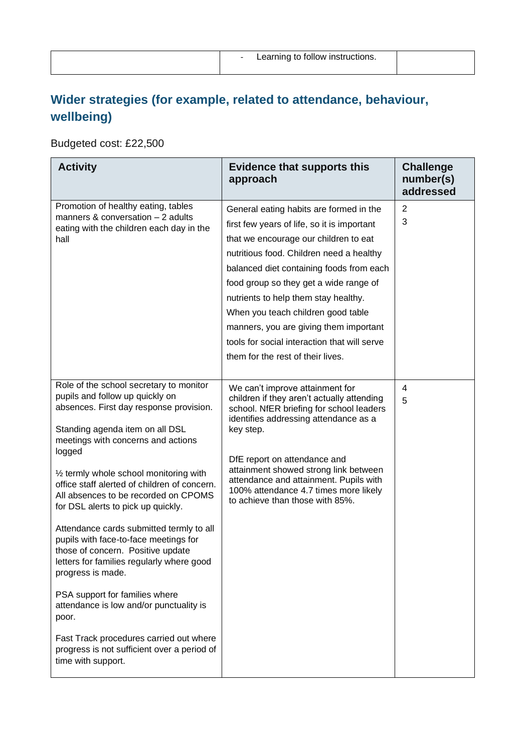| | - Learning to follow instructions. | |
|---|---|---|

## Wider strategies (for example, related to attendance, behaviour, wellbeing)

Budgeted cost: £22,500

| Activity | Evidence that supports this approach | Challenge number(s) addressed |
|---|---|---|
| Promotion of healthy eating, tables manners & conversation – 2 adults eating with the children each day in the hall | General eating habits are formed in the first few years of life, so it is important that we encourage our children to eat nutritious food. Children need a healthy balanced diet containing foods from each food group so they get a wide range of nutrients to help them stay healthy. When you teach children good table manners, you are giving them important tools for social interaction that will serve them for the rest of their lives. | 2<br>3 |
| Role of the school secretary to monitor pupils and follow up quickly on absences. First day response provision.<br><br>Standing agenda item on all DSL meetings with concerns and actions logged<br><br>½ termly whole school monitoring with office staff alerted of children of concern. All absences to be recorded on CPOMS for DSL alerts to pick up quickly.<br><br>Attendance cards submitted termly to all pupils with face-to-face meetings for those of concern. Positive update letters for families regularly where good progress is made.<br><br>PSA support for families where attendance is low and/or punctuality is poor.<br><br>Fast Track procedures carried out where progress is not sufficient over a period of time with support. | We can't improve attainment for children if they aren't actually attending school. NfER briefing for school leaders identifies addressing attendance as a key step.<br><br>DfE report on attendance and attainment showed strong link between attendance and attainment. Pupils with 100% attendance 4.7 times more likely to achieve than those with 85%. | 4<br>5 |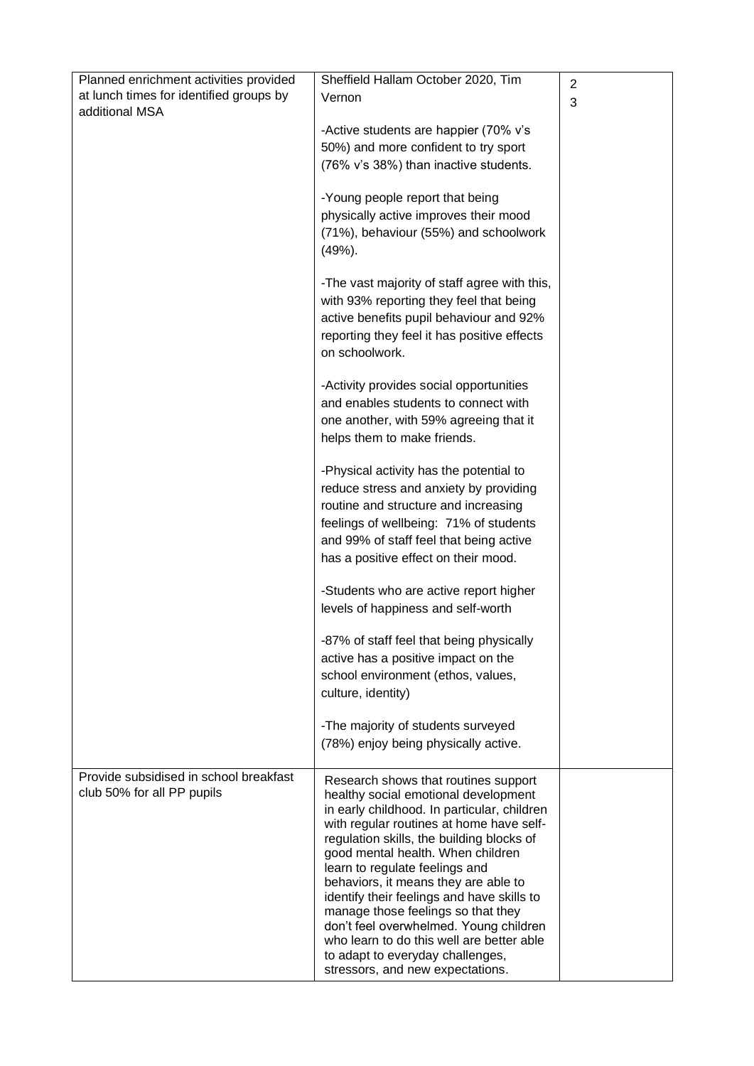| | | |
|---|---|---|
| Planned enrichment activities provided at lunch times for identified groups by additional MSA | Sheffield Hallam October 2020, Tim Vernon<br><br>-Active students are happier (70% v's 50%) and more confident to try sport (76% v's 38%) than inactive students.<br><br>-Young people report that being physically active improves their mood (71%), behaviour (55%) and schoolwork (49%).<br><br>-The vast majority of staff agree with this, with 93% reporting they feel that being active benefits pupil behaviour and 92% reporting they feel it has positive effects on schoolwork.<br><br>-Activity provides social opportunities and enables students to connect with one another, with 59% agreeing that it helps them to make friends.<br><br>-Physical activity has the potential to reduce stress and anxiety by providing routine and structure and increasing feelings of wellbeing: 71% of students and 99% of staff feel that being active has a positive effect on their mood.<br><br>-Students who are active report higher levels of happiness and self-worth<br><br>-87% of staff feel that being physically active has a positive impact on the school environment (ethos, values, culture, identity)<br><br>-The majority of students surveyed (78%) enjoy being physically active. | 2<br>3 |
| Provide subsidised in school breakfast club 50% for all PP pupils | Research shows that routines support healthy social emotional development in early childhood. In particular, children with regular routines at home have self-regulation skills, the building blocks of good mental health. When children learn to regulate feelings and behaviors, it means they are able to identify their feelings and have skills to manage those feelings so that they don't feel overwhelmed. Young children who learn to do this well are better able to adapt to everyday challenges, stressors, and new expectations. | |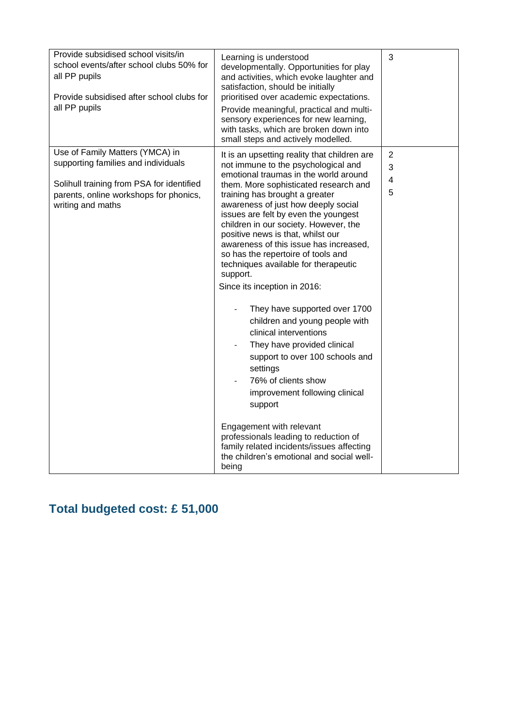| | | |
|---|---|---|
| Provide subsidised school visits/in school events/after school clubs 50% for all PP pupils<br><br>Provide subsidised after school clubs for all PP pupils | Learning is understood developmentally. Opportunities for play and activities, which evoke laughter and satisfaction, should be initially prioritised over academic expectations.<br><br>Provide meaningful, practical and multi-sensory experiences for new learning, with tasks, which are broken down into small steps and actively modelled. | 3 |
| Use of Family Matters (YMCA) in supporting families and individuals<br><br>Solihull training from PSA for identified parents, online workshops for phonics, writing and maths | It is an upsetting reality that children are not immune to the psychological and emotional traumas in the world around them. More sophisticated research and training has brought a greater awareness of just how deeply social issues are felt by even the youngest children in our society. However, the positive news is that, whilst our awareness of this issue has increased, so has the repertoire of tools and techniques available for therapeutic support.<br><br>Since its inception in 2016:<br><br>- They have supported over 1700 children and young people with clinical interventions<br>- They have provided clinical support to over 100 schools and settings<br>- 76% of clients show improvement following clinical support<br><br>Engagement with relevant professionals leading to reduction of family related incidents/issues affecting the children's emotional and social well-being | 2<br>3<br>4<br>5 |

## Total budgeted cost: £ 51,000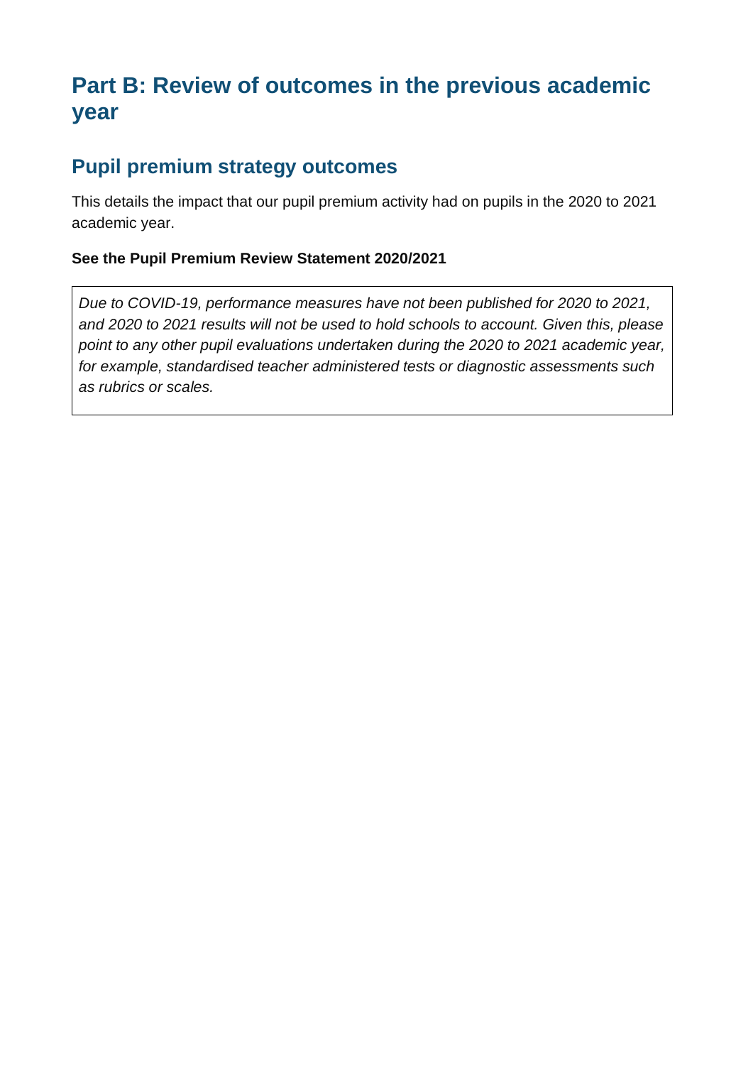# Part B: Review of outcomes in the previous academic year

## Pupil premium strategy outcomes

This details the impact that our pupil premium activity had on pupils in the 2020 to 2021 academic year.

**See the Pupil Premium Review Statement 2020/2021**

| |
|---|
| *Due to COVID-19, performance measures have not been published for 2020 to 2021, and 2020 to 2021 results will not be used to hold schools to account. Given this, please point to any other pupil evaluations undertaken during the 2020 to 2021 academic year, for example, standardised teacher administered tests or diagnostic assessments such as rubrics or scales.* |